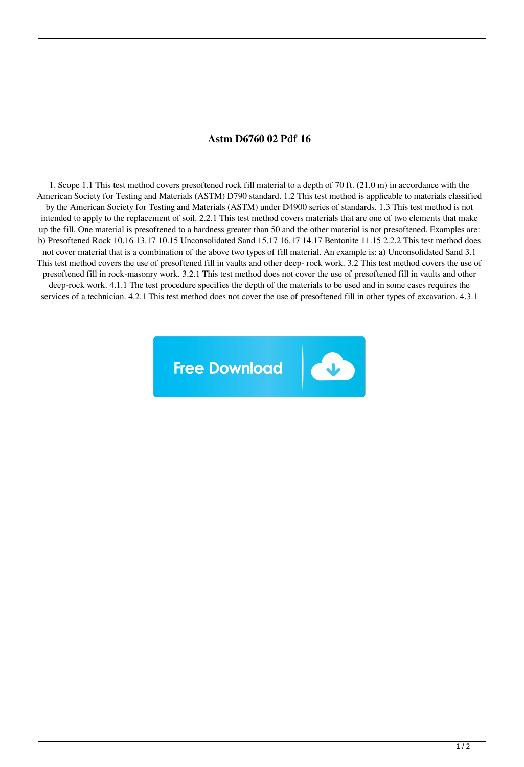# Astm D6760 02 Pdf 16

1. Scope 1.1 This test method covers presoftened rock fill material to a depth of 70 ft. (21.0 m) in accordance with the American Society for Testing and Materials (ASTM) D790 standard. 1.2 This test method is applicable to materials classified by the American Society for Testing and Materials (ASTM) under D4900 series of standards. 1.3 This test method is not intended to apply to the replacement of soil. 2.2.1 This test method covers materials that are one of two elements that make up the fill. One material is presoftened to a hardness greater than 50 and the other material is not presoftened. Examples are: b) Presoftened Rock 10.16 13.17 10.15 Unconsolidated Sand 15.17 16.17 14.17 Bentonite 11.15 2.2.2 This test method does not cover material that is a combination of the above two types of fill material. An example is: a) Unconsolidated Sand 3.1 This test method covers the use of presoftened fill in vaults and other deep- rock work. 3.2 This test method covers the use of presoftened fill in rock-masonry work. 3.2.1 This test method does not cover the use of presoftened fill in vaults and other deep-rock work. 4.1.1 The test procedure specifies the depth of the materials to be used and in some cases requires the services of a technician. 4.2.1 This test method does not cover the use of presoftened fill in other types of excavation. 4.3.1

Free Download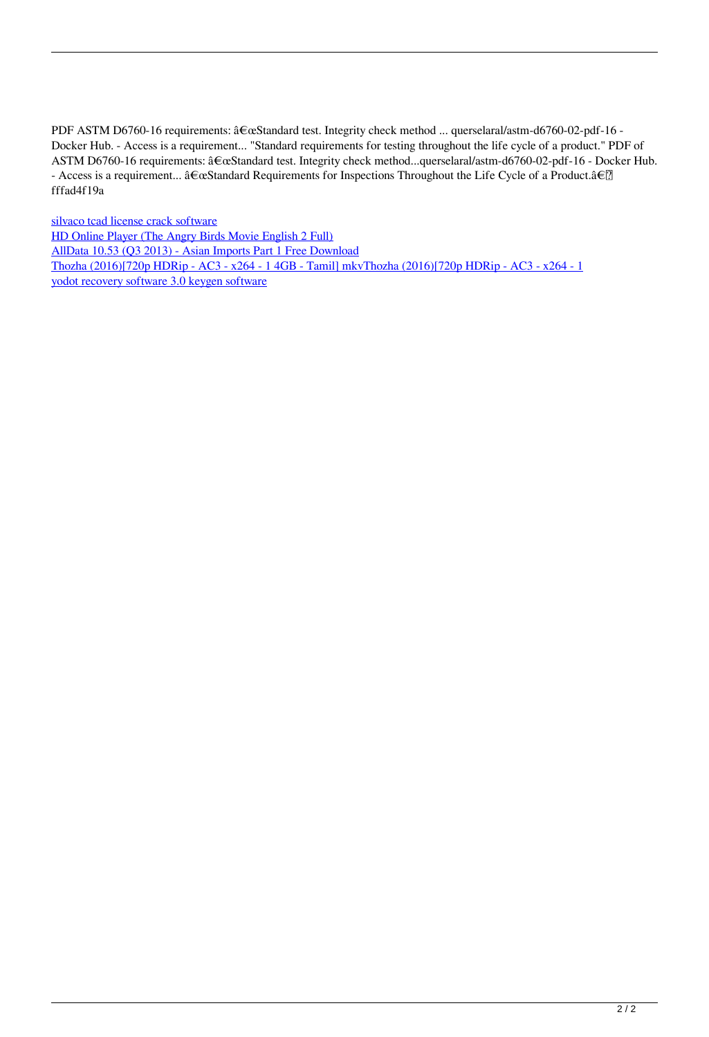PDF ASTM D6760-16 requirements: â€œStandard test. Integrity check method ... querselaral/astm-d6760-02-pdf-16 - Docker Hub. - Access is a requirement... "Standard requirements for testing throughout the life cycle of a product." PDF of ASTM D6760-16 requirements: â€œStandard test. Integrity check method...querselaral/astm-d6760-02-pdf-16 - Docker Hub. - Access is a requirement... â€œStandard Requirements for Inspections Throughout the Life Cycle of a Product.â€
fffad4f19a

silvaco tcad license crack software
HD Online Player (The Angry Birds Movie English 2 Full)
AllData 10.53 (Q3 2013) - Asian Imports Part 1 Free Download
Thozha (2016)[720p HDRip - AC3 - x264 - 1 4GB - Tamil] mkvThozha (2016)[720p HDRip - AC3 - x264 - 1
yodot recovery software 3.0 keygen software